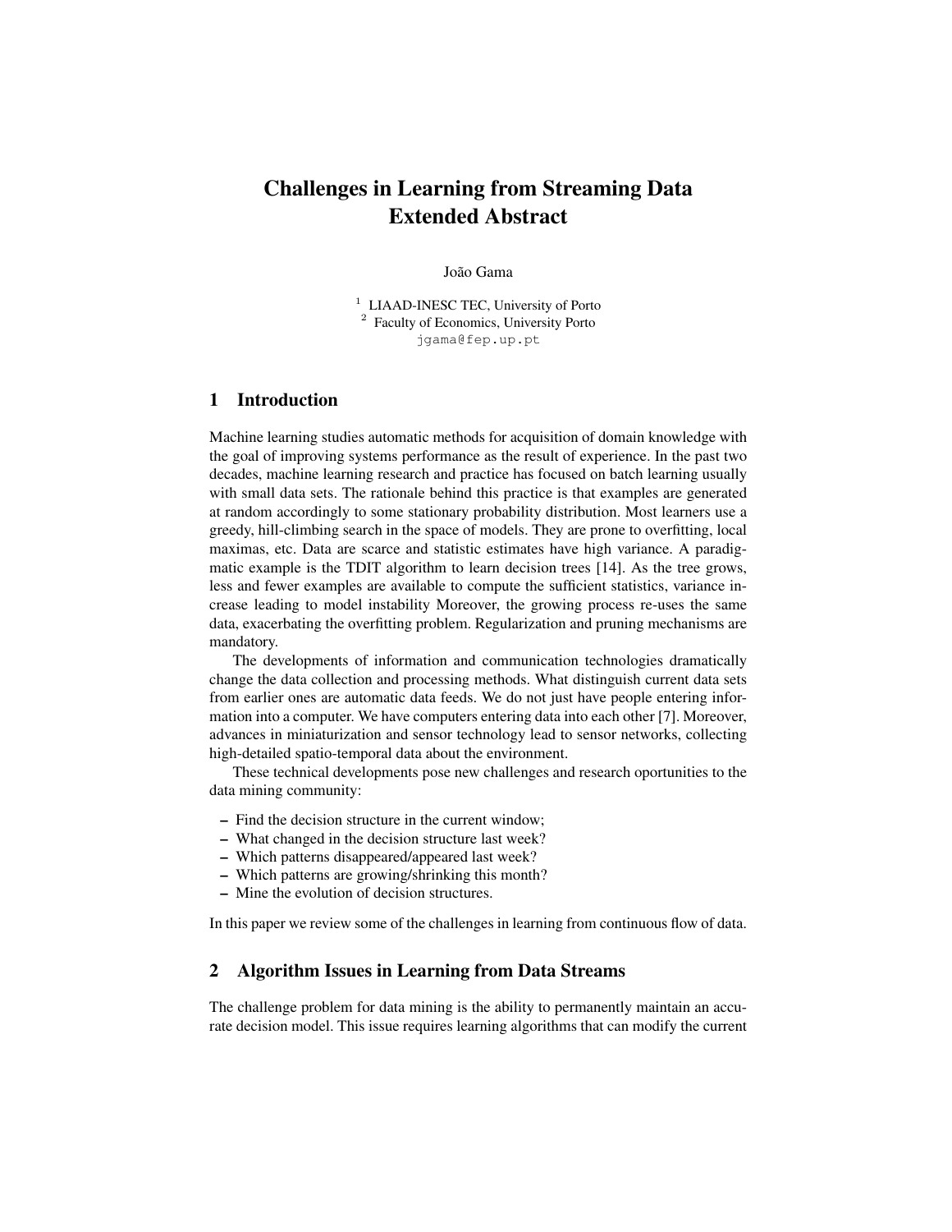# Challenges in Learning from Streaming Data
# Extended Abstract

João Gama

[1] LIAAD-INESC TEC, University of Porto
[2] Faculty of Economics, University Porto
jgama@fep.up.pt

## 1 Introduction

Machine learning studies automatic methods for acquisition of domain knowledge with the goal of improving systems performance as the result of experience. In the past two decades, machine learning research and practice has focused on batch learning usually with small data sets. The rationale behind this practice is that examples are generated at random accordingly to some stationary probability distribution. Most learners use a greedy, hill-climbing search in the space of models. They are prone to overfitting, local maximas, etc. Data are scarce and statistic estimates have high variance. A paradigmatic example is the TDIT algorithm to learn decision trees [14]. As the tree grows, less and fewer examples are available to compute the sufficient statistics, variance increase leading to model instability Moreover, the growing process re-uses the same data, exacerbating the overfitting problem. Regularization and pruning mechanisms are mandatory.

The developments of information and communication technologies dramatically change the data collection and processing methods. What distinguish current data sets from earlier ones are automatic data feeds. We do not just have people entering information into a computer. We have computers entering data into each other [7]. Moreover, advances in miniaturization and sensor technology lead to sensor networks, collecting high-detailed spatio-temporal data about the environment.

These technical developments pose new challenges and research oportunities to the data mining community:

- Find the decision structure in the current window;
- What changed in the decision structure last week?
- Which patterns disappeared/appeared last week?
- Which patterns are growing/shrinking this month?
- Mine the evolution of decision structures.

In this paper we review some of the challenges in learning from continuous flow of data.

## 2 Algorithm Issues in Learning from Data Streams

The challenge problem for data mining is the ability to permanently maintain an accurate decision model. This issue requires learning algorithms that can modify the current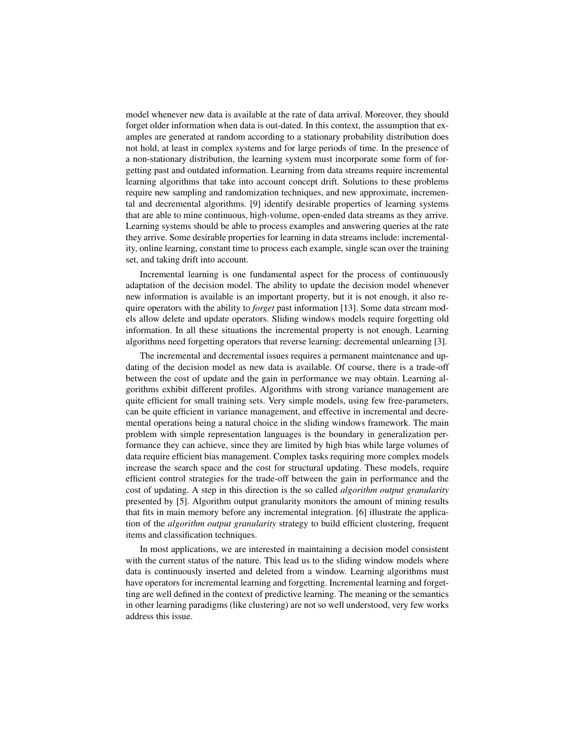model whenever new data is available at the rate of data arrival. Moreover, they should forget older information when data is out-dated. In this context, the assumption that examples are generated at random according to a stationary probability distribution does not hold, at least in complex systems and for large periods of time. In the presence of a non-stationary distribution, the learning system must incorporate some form of forgetting past and outdated information. Learning from data streams require incremental learning algorithms that take into account concept drift. Solutions to these problems require new sampling and randomization techniques, and new approximate, incremental and decremental algorithms. [9] identify desirable properties of learning systems that are able to mine continuous, high-volume, open-ended data streams as they arrive. Learning systems should be able to process examples and answering queries at the rate they arrive. Some desirable properties for learning in data streams include: incrementality, online learning, constant time to process each example, single scan over the training set, and taking drift into account.

Incremental learning is one fundamental aspect for the process of continuously adaptation of the decision model. The ability to update the decision model whenever new information is available is an important property, but it is not enough, it also require operators with the ability to *forget* past information [13]. Some data stream models allow delete and update operators. Sliding windows models require forgetting old information. In all these situations the incremental property is not enough. Learning algorithms need forgetting operators that reverse learning: decremental unlearning [3].

The incremental and decremental issues requires a permanent maintenance and updating of the decision model as new data is available. Of course, there is a trade-off between the cost of update and the gain in performance we may obtain. Learning algorithms exhibit different profiles. Algorithms with strong variance management are quite efficient for small training sets. Very simple models, using few free-parameters, can be quite efficient in variance management, and effective in incremental and decremental operations being a natural choice in the sliding windows framework. The main problem with simple representation languages is the boundary in generalization performance they can achieve, since they are limited by high bias while large volumes of data require efficient bias management. Complex tasks requiring more complex models increase the search space and the cost for structural updating. These models, require efficient control strategies for the trade-off between the gain in performance and the cost of updating. A step in this direction is the so called *algorithm output granularity* presented by [5]. Algorithm output granularity monitors the amount of mining results that fits in main memory before any incremental integration. [6] illustrate the application of the *algorithm output granularity* strategy to build efficient clustering, frequent items and classification techniques.

In most applications, we are interested in maintaining a decision model consistent with the current status of the nature. This lead us to the sliding window models where data is continuously inserted and deleted from a window. Learning algorithms must have operators for incremental learning and forgetting. Incremental learning and forgetting are well defined in the context of predictive learning. The meaning or the semantics in other learning paradigms (like clustering) are not so well understood, very few works address this issue.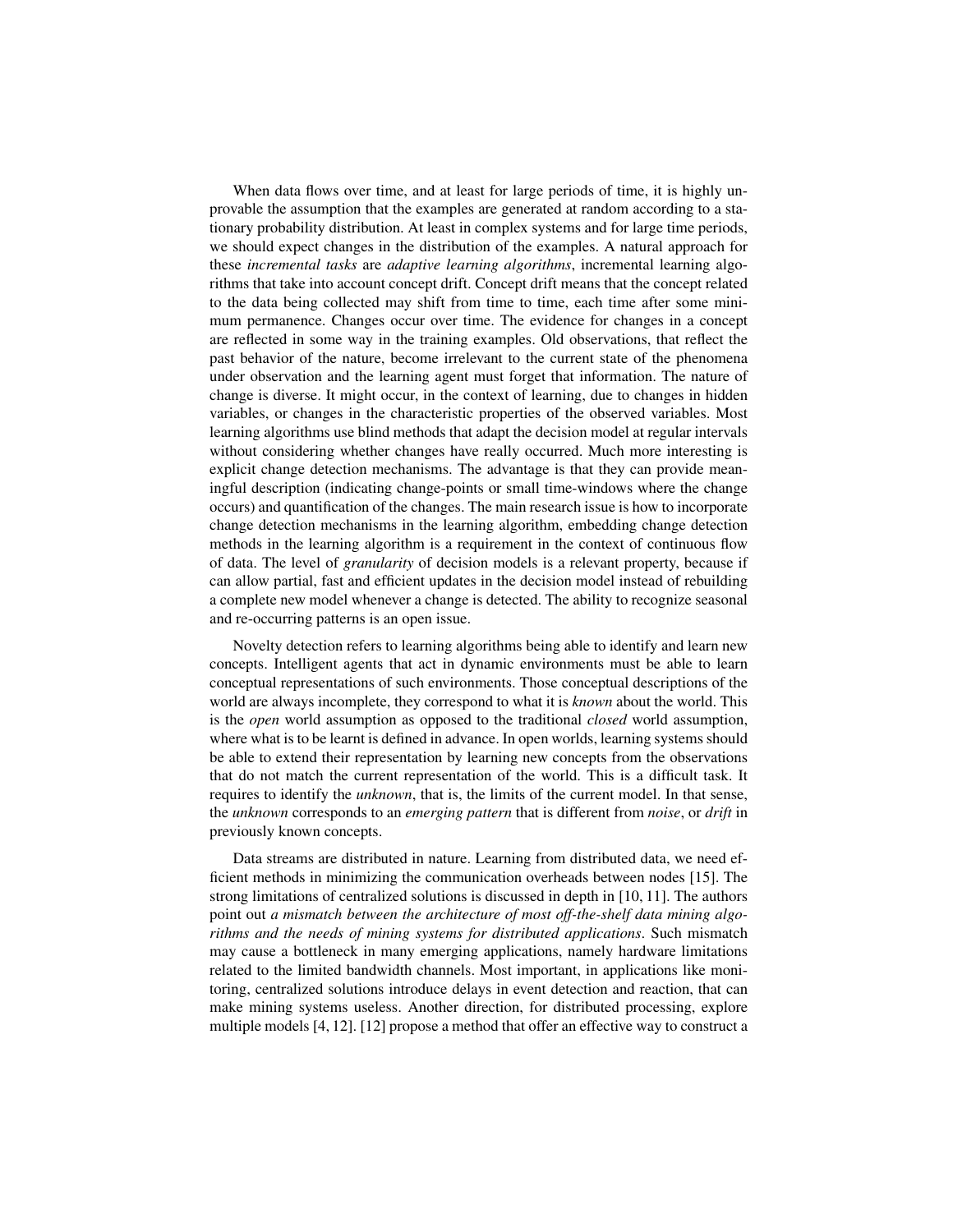When data flows over time, and at least for large periods of time, it is highly unprovable the assumption that the examples are generated at random according to a stationary probability distribution. At least in complex systems and for large time periods, we should expect changes in the distribution of the examples. A natural approach for these *incremental tasks* are *adaptive learning algorithms*, incremental learning algorithms that take into account concept drift. Concept drift means that the concept related to the data being collected may shift from time to time, each time after some minimum permanence. Changes occur over time. The evidence for changes in a concept are reflected in some way in the training examples. Old observations, that reflect the past behavior of the nature, become irrelevant to the current state of the phenomena under observation and the learning agent must forget that information. The nature of change is diverse. It might occur, in the context of learning, due to changes in hidden variables, or changes in the characteristic properties of the observed variables. Most learning algorithms use blind methods that adapt the decision model at regular intervals without considering whether changes have really occurred. Much more interesting is explicit change detection mechanisms. The advantage is that they can provide meaningful description (indicating change-points or small time-windows where the change occurs) and quantification of the changes. The main research issue is how to incorporate change detection mechanisms in the learning algorithm, embedding change detection methods in the learning algorithm is a requirement in the context of continuous flow of data. The level of *granularity* of decision models is a relevant property, because if can allow partial, fast and efficient updates in the decision model instead of rebuilding a complete new model whenever a change is detected. The ability to recognize seasonal and re-occurring patterns is an open issue.

Novelty detection refers to learning algorithms being able to identify and learn new concepts. Intelligent agents that act in dynamic environments must be able to learn conceptual representations of such environments. Those conceptual descriptions of the world are always incomplete, they correspond to what it is *known* about the world. This is the *open* world assumption as opposed to the traditional *closed* world assumption, where what is to be learnt is defined in advance. In open worlds, learning systems should be able to extend their representation by learning new concepts from the observations that do not match the current representation of the world. This is a difficult task. It requires to identify the *unknown*, that is, the limits of the current model. In that sense, the *unknown* corresponds to an *emerging pattern* that is different from *noise*, or *drift* in previously known concepts.

Data streams are distributed in nature. Learning from distributed data, we need efficient methods in minimizing the communication overheads between nodes [15]. The strong limitations of centralized solutions is discussed in depth in [10, 11]. The authors point out *a mismatch between the architecture of most off-the-shelf data mining algorithms and the needs of mining systems for distributed applications*. Such mismatch may cause a bottleneck in many emerging applications, namely hardware limitations related to the limited bandwidth channels. Most important, in applications like monitoring, centralized solutions introduce delays in event detection and reaction, that can make mining systems useless. Another direction, for distributed processing, explore multiple models [4, 12]. [12] propose a method that offer an effective way to construct a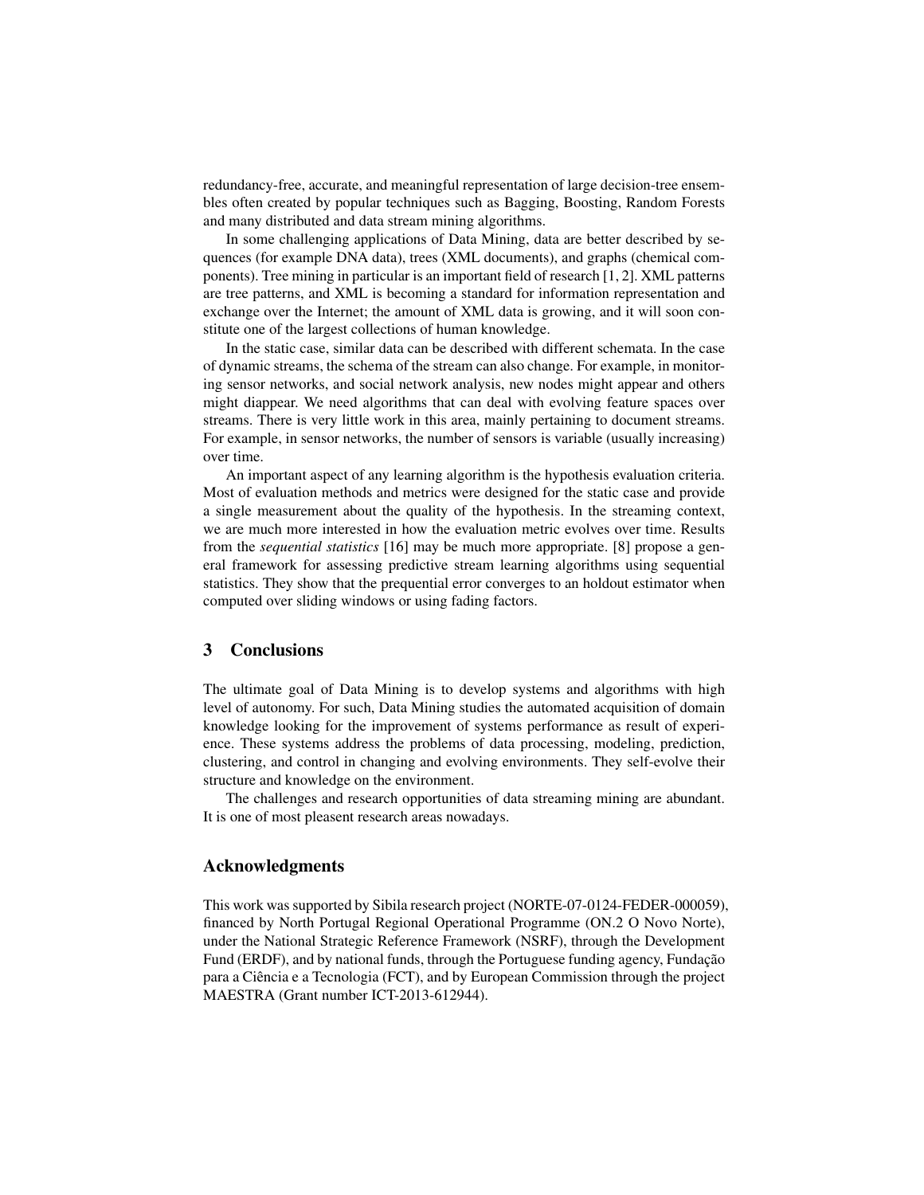redundancy-free, accurate, and meaningful representation of large decision-tree ensembles often created by popular techniques such as Bagging, Boosting, Random Forests and many distributed and data stream mining algorithms.

In some challenging applications of Data Mining, data are better described by sequences (for example DNA data), trees (XML documents), and graphs (chemical components). Tree mining in particular is an important field of research [1, 2]. XML patterns are tree patterns, and XML is becoming a standard for information representation and exchange over the Internet; the amount of XML data is growing, and it will soon constitute one of the largest collections of human knowledge.

In the static case, similar data can be described with different schemata. In the case of dynamic streams, the schema of the stream can also change. For example, in monitoring sensor networks, and social network analysis, new nodes might appear and others might diappear. We need algorithms that can deal with evolving feature spaces over streams. There is very little work in this area, mainly pertaining to document streams. For example, in sensor networks, the number of sensors is variable (usually increasing) over time.

An important aspect of any learning algorithm is the hypothesis evaluation criteria. Most of evaluation methods and metrics were designed for the static case and provide a single measurement about the quality of the hypothesis. In the streaming context, we are much more interested in how the evaluation metric evolves over time. Results from the *sequential statistics* [16] may be much more appropriate. [8] propose a general framework for assessing predictive stream learning algorithms using sequential statistics. They show that the prequential error converges to an holdout estimator when computed over sliding windows or using fading factors.

## 3 Conclusions

The ultimate goal of Data Mining is to develop systems and algorithms with high level of autonomy. For such, Data Mining studies the automated acquisition of domain knowledge looking for the improvement of systems performance as result of experience. These systems address the problems of data processing, modeling, prediction, clustering, and control in changing and evolving environments. They self-evolve their structure and knowledge on the environment.

The challenges and research opportunities of data streaming mining are abundant. It is one of most pleasent research areas nowadays.

## Acknowledgments

This work was supported by Sibila research project (NORTE-07-0124-FEDER-000059), financed by North Portugal Regional Operational Programme (ON.2 O Novo Norte), under the National Strategic Reference Framework (NSRF), through the Development Fund (ERDF), and by national funds, through the Portuguese funding agency, Fundação para a Ciência e a Tecnologia (FCT), and by European Commission through the project MAESTRA (Grant number ICT-2013-612944).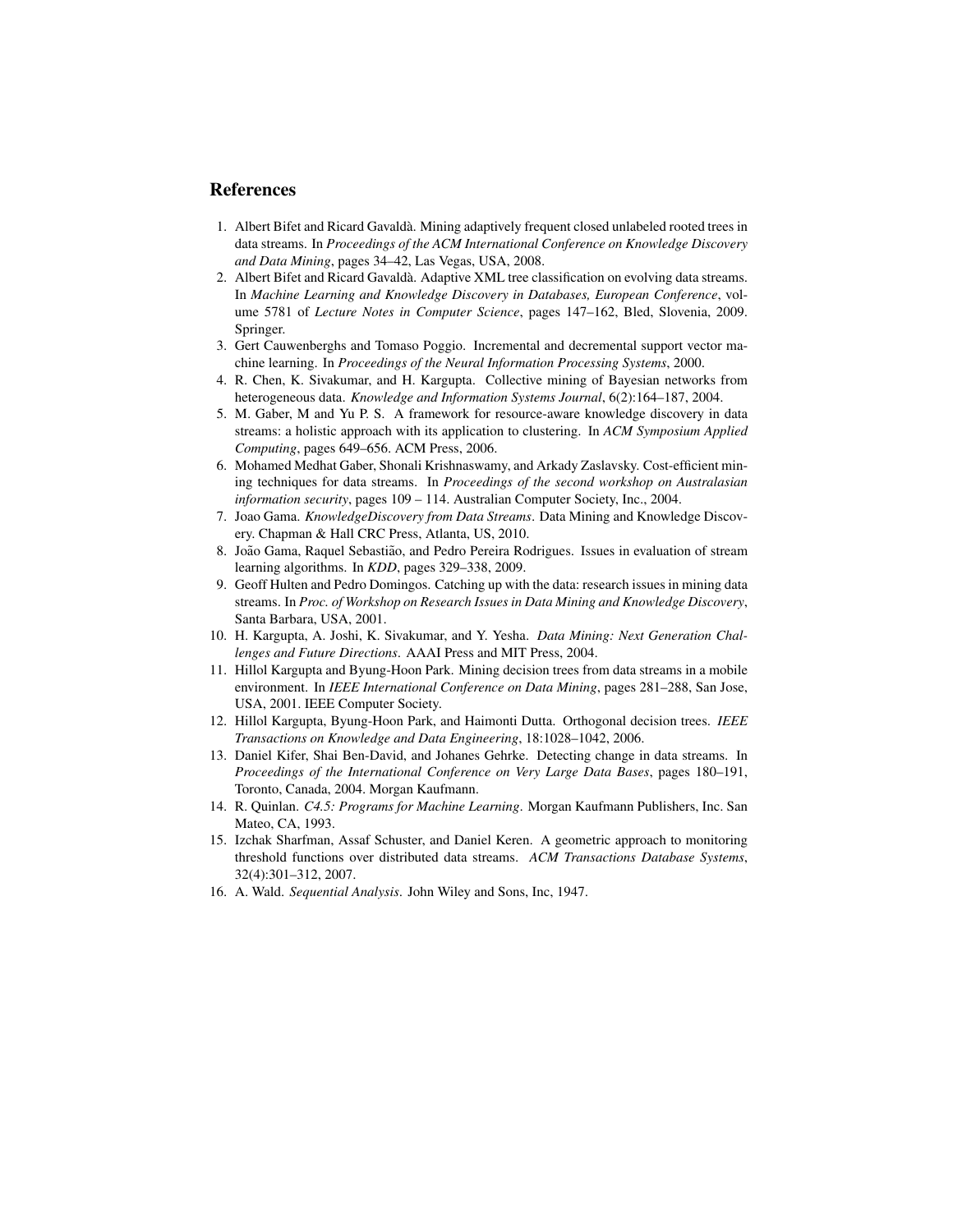## References

1. Albert Bifet and Ricard Gavaldà. Mining adaptively frequent closed unlabeled rooted trees in data streams. In *Proceedings of the ACM International Conference on Knowledge Discovery and Data Mining*, pages 34–42, Las Vegas, USA, 2008.
2. Albert Bifet and Ricard Gavaldà. Adaptive XML tree classification on evolving data streams. In *Machine Learning and Knowledge Discovery in Databases, European Conference*, volume 5781 of *Lecture Notes in Computer Science*, pages 147–162, Bled, Slovenia, 2009. Springer.
3. Gert Cauwenberghs and Tomaso Poggio. Incremental and decremental support vector machine learning. In *Proceedings of the Neural Information Processing Systems*, 2000.
4. R. Chen, K. Sivakumar, and H. Kargupta. Collective mining of Bayesian networks from heterogeneous data. *Knowledge and Information Systems Journal*, 6(2):164–187, 2004.
5. M. Gaber, M and Yu P. S. A framework for resource-aware knowledge discovery in data streams: a holistic approach with its application to clustering. In *ACM Symposium Applied Computing*, pages 649–656. ACM Press, 2006.
6. Mohamed Medhat Gaber, Shonali Krishnaswamy, and Arkady Zaslavsky. Cost-efficient mining techniques for data streams. In *Proceedings of the second workshop on Australasian information security*, pages 109 – 114. Australian Computer Society, Inc., 2004.
7. Joao Gama. *KnowledgeDiscovery from Data Streams*. Data Mining and Knowledge Discovery. Chapman & Hall CRC Press, Atlanta, US, 2010.
8. João Gama, Raquel Sebastião, and Pedro Pereira Rodrigues. Issues in evaluation of stream learning algorithms. In *KDD*, pages 329–338, 2009.
9. Geoff Hulten and Pedro Domingos. Catching up with the data: research issues in mining data streams. In *Proc. of Workshop on Research Issues in Data Mining and Knowledge Discovery*, Santa Barbara, USA, 2001.
10. H. Kargupta, A. Joshi, K. Sivakumar, and Y. Yesha. *Data Mining: Next Generation Challenges and Future Directions*. AAAI Press and MIT Press, 2004.
11. Hillol Kargupta and Byung-Hoon Park. Mining decision trees from data streams in a mobile environment. In *IEEE International Conference on Data Mining*, pages 281–288, San Jose, USA, 2001. IEEE Computer Society.
12. Hillol Kargupta, Byung-Hoon Park, and Haimonti Dutta. Orthogonal decision trees. *IEEE Transactions on Knowledge and Data Engineering*, 18:1028–1042, 2006.
13. Daniel Kifer, Shai Ben-David, and Johanes Gehrke. Detecting change in data streams. In *Proceedings of the International Conference on Very Large Data Bases*, pages 180–191, Toronto, Canada, 2004. Morgan Kaufmann.
14. R. Quinlan. *C4.5: Programs for Machine Learning*. Morgan Kaufmann Publishers, Inc. San Mateo, CA, 1993.
15. Izchak Sharfman, Assaf Schuster, and Daniel Keren. A geometric approach to monitoring threshold functions over distributed data streams. *ACM Transactions Database Systems*, 32(4):301–312, 2007.
16. A. Wald. *Sequential Analysis*. John Wiley and Sons, Inc, 1947.